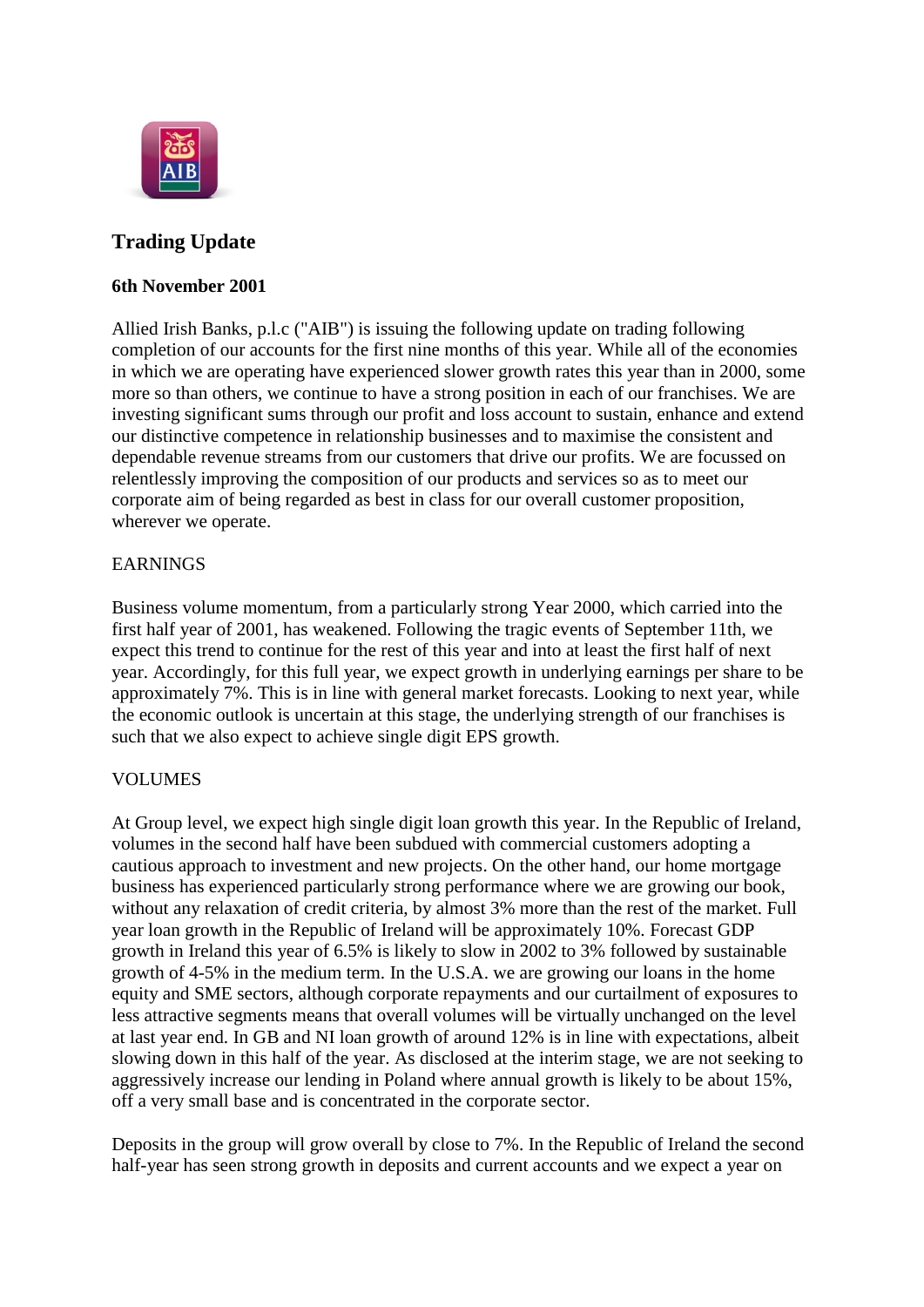## Trading Update

**6th November 2001**

Allied Irish Banks, p.l.c ("AIB") is issuing the following update on trading following completion of our accounts for the first nine months of this year. While all of the economies in which we are operating have experienced slower growth rates this year than in 2000, some more so than others, we continue to have a strong position in each of our franchises. We are investing significant sums through our profit and loss account to sustain, enhance and extend our distinctive competence in relationship businesses and to maximise the consistent and dependable revenue streams from our customers that drive our profits. We are focussed on relentlessly improving the composition of our products and services so as to meet our corporate aim of being regarded as best in class for our overall customer proposition, wherever we operate.

EARNINGS

Business volume momentum, from a particularly strong Year 2000, which carried into the first half year of 2001, has weakened. Following the tragic events of September 11th, we expect this trend to continue for the rest of this year and into at least the first half of next year. Accordingly, for this full year, we expect growth in underlying earnings per share to be approximately 7%. This is in line with general market forecasts. Looking to next year, while the economic outlook is uncertain at this stage, the underlying strength of our franchises is such that we also expect to achieve single digit EPS growth.

VOLUMES

At Group level, we expect high single digit loan growth this year. In the Republic of Ireland, volumes in the second half have been subdued with commercial customers adopting a cautious approach to investment and new projects. On the other hand, our home mortgage business has experienced particularly strong performance where we are growing our book, without any relaxation of credit criteria, by almost 3% more than the rest of the market. Full year loan growth in the Republic of Ireland will be approximately 10%. Forecast GDP growth in Ireland this year of 6.5% is likely to slow in 2002 to 3% followed by sustainable growth of 4-5% in the medium term. In the U.S.A. we are growing our loans in the home equity and SME sectors, although corporate repayments and our curtailment of exposures to less attractive segments means that overall volumes will be virtually unchanged on the level at last year end. In GB and NI loan growth of around 12% is in line with expectations, albeit slowing down in this half of the year. As disclosed at the interim stage, we are not seeking to aggressively increase our lending in Poland where annual growth is likely to be about 15%, off a very small base and is concentrated in the corporate sector.

Deposits in the group will grow overall by close to 7%. In the Republic of Ireland the second half-year has seen strong growth in deposits and current accounts and we expect a year on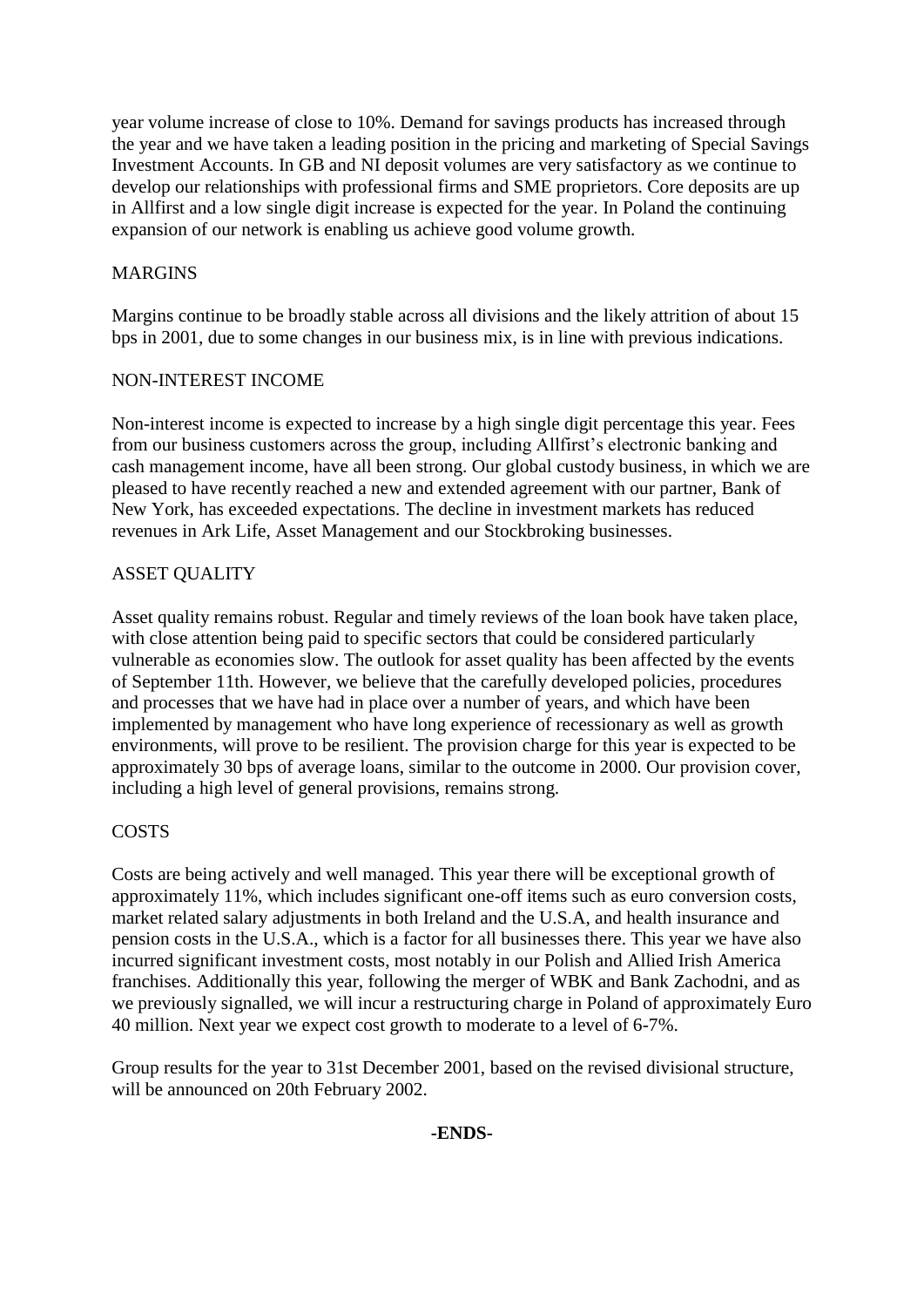year volume increase of close to 10%. Demand for savings products has increased through the year and we have taken a leading position in the pricing and marketing of Special Savings Investment Accounts. In GB and NI deposit volumes are very satisfactory as we continue to develop our relationships with professional firms and SME proprietors. Core deposits are up in Allfirst and a low single digit increase is expected for the year. In Poland the continuing expansion of our network is enabling us achieve good volume growth.

## MARGINS

Margins continue to be broadly stable across all divisions and the likely attrition of about 15 bps in 2001, due to some changes in our business mix, is in line with previous indications.

## NON-INTEREST INCOME

Non-interest income is expected to increase by a high single digit percentage this year. Fees from our business customers across the group, including Allfirst's electronic banking and cash management income, have all been strong. Our global custody business, in which we are pleased to have recently reached a new and extended agreement with our partner, Bank of New York, has exceeded expectations. The decline in investment markets has reduced revenues in Ark Life, Asset Management and our Stockbroking businesses.

## ASSET QUALITY

Asset quality remains robust. Regular and timely reviews of the loan book have taken place, with close attention being paid to specific sectors that could be considered particularly vulnerable as economies slow. The outlook for asset quality has been affected by the events of September 11th. However, we believe that the carefully developed policies, procedures and processes that we have had in place over a number of years, and which have been implemented by management who have long experience of recessionary as well as growth environments, will prove to be resilient. The provision charge for this year is expected to be approximately 30 bps of average loans, similar to the outcome in 2000. Our provision cover, including a high level of general provisions, remains strong.

## COSTS

Costs are being actively and well managed. This year there will be exceptional growth of approximately 11%, which includes significant one-off items such as euro conversion costs, market related salary adjustments in both Ireland and the U.S.A, and health insurance and pension costs in the U.S.A., which is a factor for all businesses there. This year we have also incurred significant investment costs, most notably in our Polish and Allied Irish America franchises. Additionally this year, following the merger of WBK and Bank Zachodni, and as we previously signalled, we will incur a restructuring charge in Poland of approximately Euro 40 million. Next year we expect cost growth to moderate to a level of 6-7%.

Group results for the year to 31st December 2001, based on the revised divisional structure, will be announced on 20th February 2002.

**-ENDS-**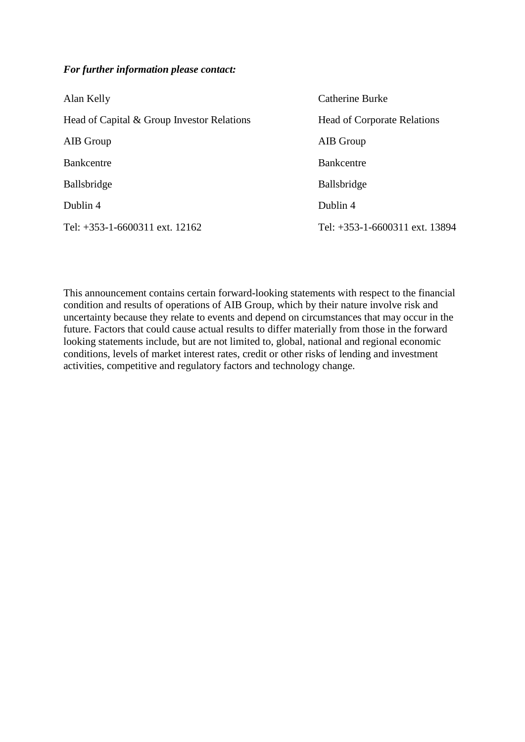***For further information please contact:***

Alan Kelly

Head of Capital & Group Investor Relations

AIB Group

Bankcentre

Ballsbridge

Dublin 4

Tel: +353-1-6600311 ext. 12162

Catherine Burke

Head of Corporate Relations

AIB Group

Bankcentre

Ballsbridge

Dublin 4

Tel: +353-1-6600311 ext. 13894

This announcement contains certain forward-looking statements with respect to the financial condition and results of operations of AIB Group, which by their nature involve risk and uncertainty because they relate to events and depend on circumstances that may occur in the future. Factors that could cause actual results to differ materially from those in the forward looking statements include, but are not limited to, global, national and regional economic conditions, levels of market interest rates, credit or other risks of lending and investment activities, competitive and regulatory factors and technology change.